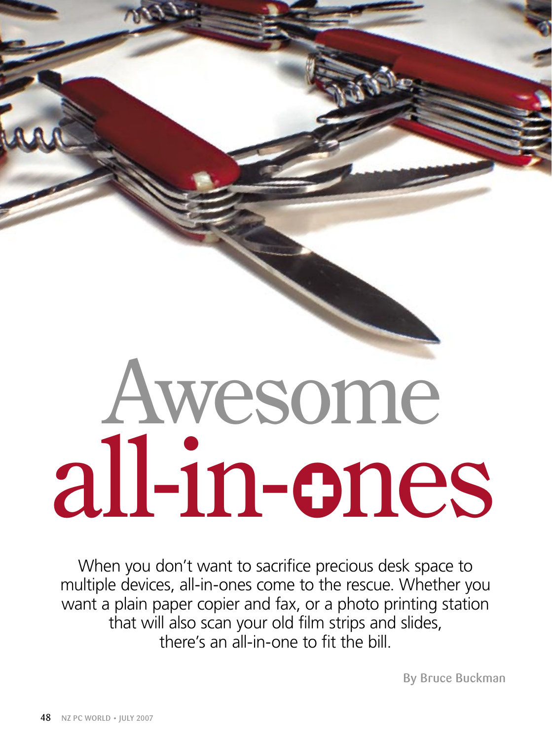# Awesome all-in-ones

When you don't want to sacrifice precious desk space to multiple devices, all-in-ones come to the rescue. Whether you want a plain paper copier and fax, or a photo printing station that will also scan your old film strips and slides, there's an all-in-one to fit the bill.

By Bruce Buckman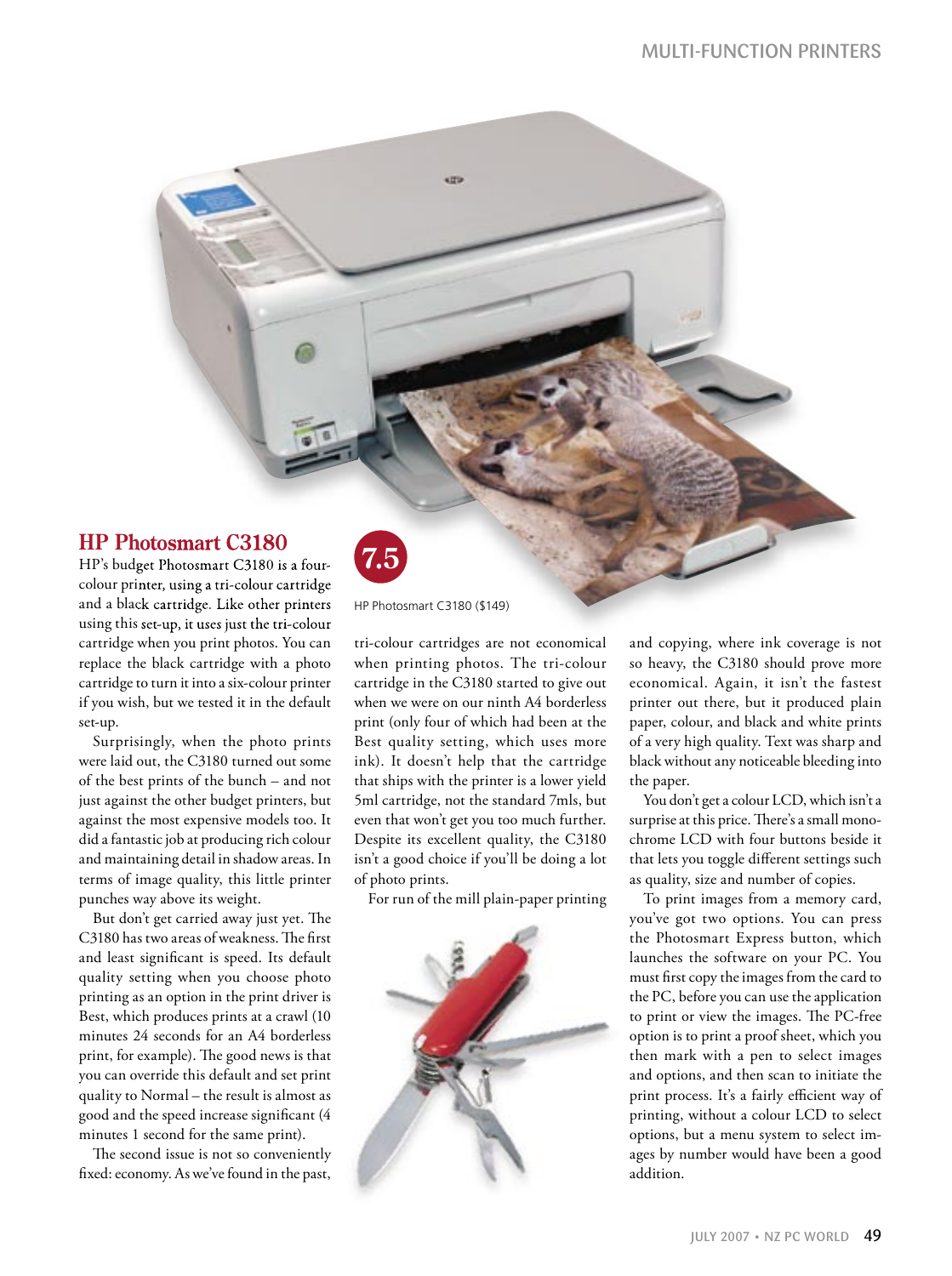## HP Photosmart C3180

**7.5**

HP Photosmart C3180 ($149)

HP's budget Photosmart C3180 is a four-colour printer, using a tri-colour cartridge and a black cartridge. Like other printers using this set-up, it uses just the tri-colour cartridge when you print photos. You can replace the black cartridge with a photo cartridge to turn it into a six-colour printer if you wish, but we tested it in the default set-up.

Surprisingly, when the photo prints were laid out, the C3180 turned out some of the best prints of the bunch – and not just against the other budget printers, but against the most expensive models too. It did a fantastic job at producing rich colour and maintaining detail in shadow areas. In terms of image quality, this little printer punches way above its weight.

But don't get carried away just yet. The C3180 has two areas of weakness. The first and least significant is speed. Its default quality setting when you choose photo printing as an option in the print driver is Best, which produces prints at a crawl (10 minutes 24 seconds for an A4 borderless print, for example). The good news is that you can override this default and set print quality to Normal – the result is almost as good and the speed increase significant (4 minutes 1 second for the same print).

The second issue is not so conveniently fixed: economy. As we've found in the past, tri-colour cartridges are not economical when printing photos. The tri-colour cartridge in the C3180 started to give out when we were on our ninth A4 borderless print (only four of which had been at the Best quality setting, which uses more ink). It doesn't help that the cartridge that ships with the printer is a lower yield 5ml cartridge, not the standard 7mls, but even that won't get you too much further. Despite its excellent quality, the C3180 isn't a good choice if you'll be doing a lot of photo prints.

For run of the mill plain-paper printing and copying, where ink coverage is not so heavy, the C3180 should prove more economical. Again, it isn't the fastest printer out there, but it produced plain paper, colour, and black and white prints of a very high quality. Text was sharp and black without any noticeable bleeding into the paper.

You don't get a colour LCD, which isn't a surprise at this price. There's a small monochrome LCD with four buttons beside it that lets you toggle different settings such as quality, size and number of copies.

To print images from a memory card, you've got two options. You can press the Photosmart Express button, which launches the software on your PC. You must first copy the images from the card to the PC, before you can use the application to print or view the images. The PC-free option is to print a proof sheet, which you then mark with a pen to select images and options, and then scan to initiate the print process. It's a fairly efficient way of printing, without a colour LCD to select options, but a menu system to select images by number would have been a good addition.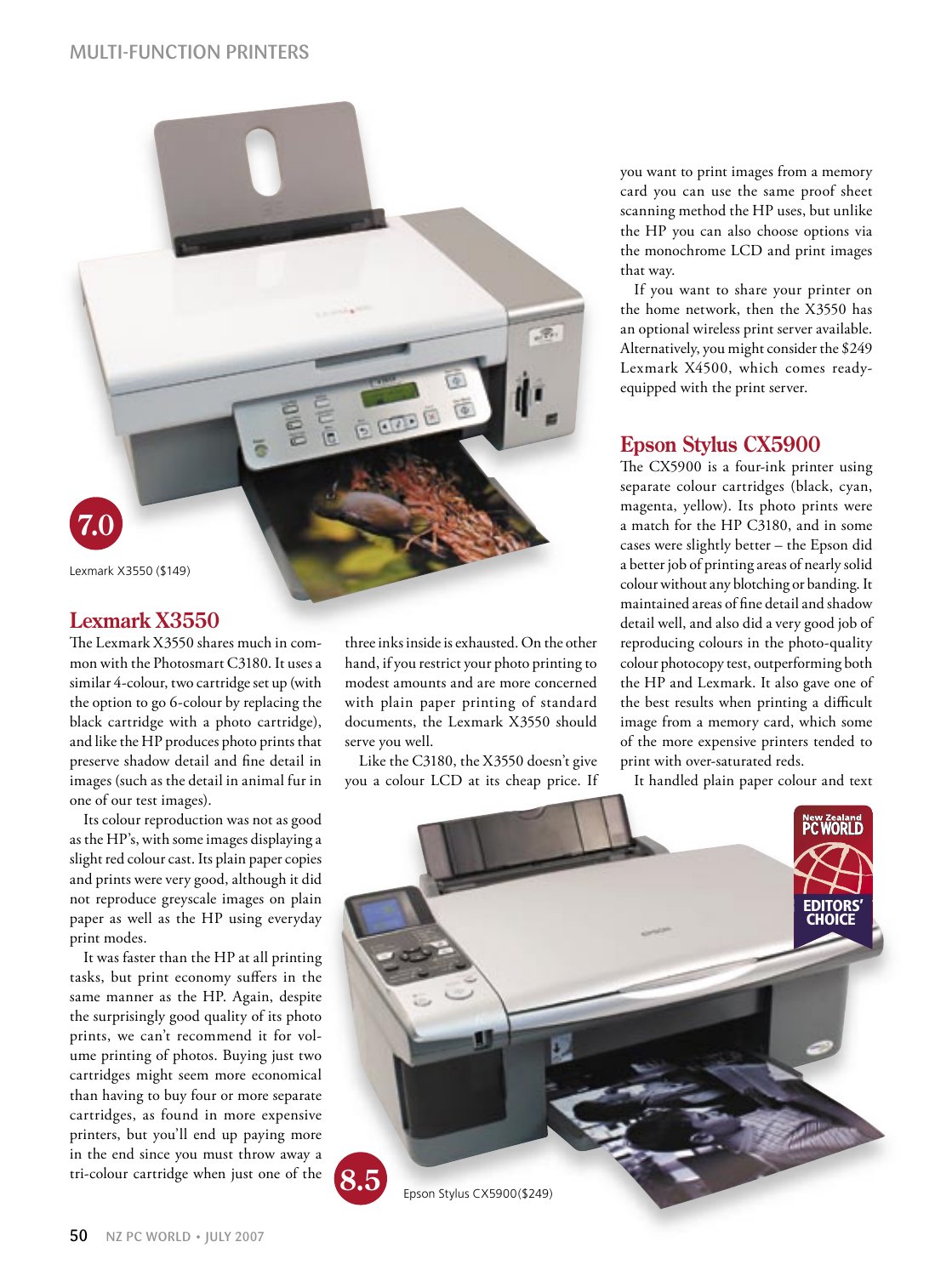7.0

Lexmark X3550 ($149)

## Lexmark X3550

The Lexmark X3550 shares much in common with the Photosmart C3180. It uses a similar 4-colour, two cartridge set up (with the option to go 6-colour by replacing the black cartridge with a photo cartridge), and like the HP produces photo prints that preserve shadow detail and fine detail in images (such as the detail in animal fur in one of our test images).

Its colour reproduction was not as good as the HP's, with some images displaying a slight red colour cast. Its plain paper copies and prints were very good, although it did not reproduce greyscale images on plain paper as well as the HP using everyday print modes.

It was faster than the HP at all printing tasks, but print economy suffers in the same manner as the HP. Again, despite the surprisingly good quality of its photo prints, we can't recommend it for volume printing of photos. Buying just two cartridges might seem more economical than having to buy four or more separate cartridges, as found in more expensive printers, but you'll end up paying more in the end since you must throw away a tri-colour cartridge when just one of the three inks inside is exhausted. On the other hand, if you restrict your photo printing to modest amounts and are more concerned with plain paper printing of standard documents, the Lexmark X3550 should serve you well.

Like the C3180, the X3550 doesn't give you a colour LCD at its cheap price. If you want to print images from a memory card you can use the same proof sheet scanning method the HP uses, but unlike the HP you can also choose options via the monochrome LCD and print images that way.

If you want to share your printer on the home network, then the X3550 has an optional wireless print server available. Alternatively, you might consider the $249 Lexmark X4500, which comes ready-equipped with the print server.

## Epson Stylus CX5900

The CX5900 is a four-ink printer using separate colour cartridges (black, cyan, magenta, yellow). Its photo prints were a match for the HP C3180, and in some cases were slightly better – the Epson did a better job of printing areas of nearly solid colour without any blotching or banding. It maintained areas of fine detail and shadow detail well, and also did a very good job of reproducing colours in the photo-quality colour photocopy test, outperforming both the HP and Lexmark. It also gave one of the best results when printing a difficult image from a memory card, which some of the more expensive printers tended to print with over-saturated reds.

It handled plain paper colour and text

New Zealand PC WORLD EDITORS' CHOICE

8.5

Epson Stylus CX5900($249)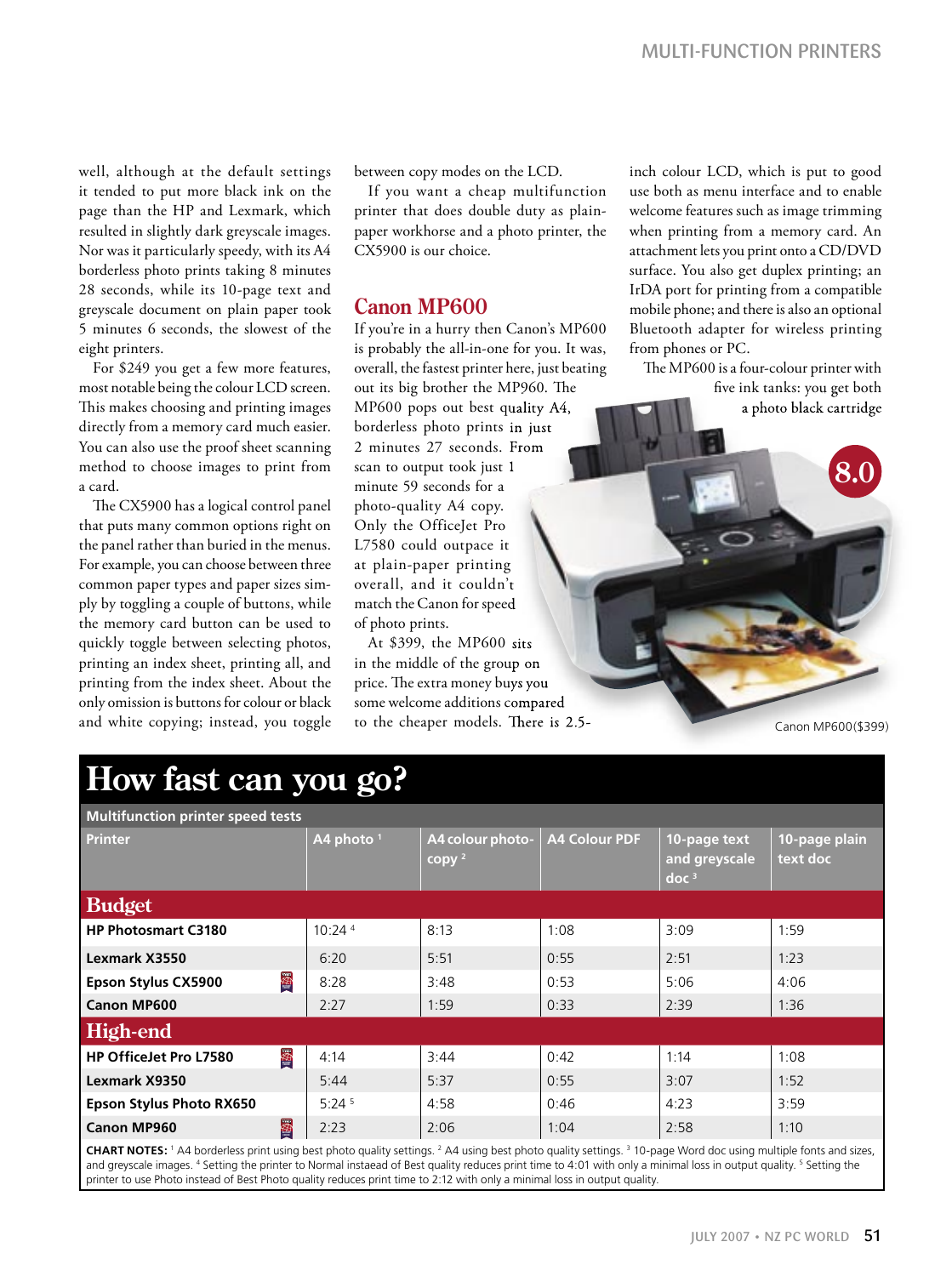well, although at the default settings it tended to put more black ink on the page than the HP and Lexmark, which resulted in slightly dark greyscale images. Nor was it particularly speedy, with its A4 borderless photo prints taking 8 minutes 28 seconds, while its 10-page text and greyscale document on plain paper took 5 minutes 6 seconds, the slowest of the eight printers.

For $249 you get a few more features, most notable being the colour LCD screen. This makes choosing and printing images directly from a memory card much easier. You can also use the proof sheet scanning method to choose images to print from a card.

The CX5900 has a logical control panel that puts many common options right on the panel rather than buried in the menus. For example, you can choose between three common paper types and paper sizes simply by toggling a couple of buttons, while the memory card button can be used to quickly toggle between selecting photos, printing an index sheet, printing all, and printing from the index sheet. About the only omission is buttons for colour or black and white copying; instead, you toggle between copy modes on the LCD.

If you want a cheap multifunction printer that does double duty as plain-paper workhorse and a photo printer, the CX5900 is our choice.

## Canon MP600

If you're in a hurry then Canon's MP600 is probably the all-in-one for you. It was, overall, the fastest printer here, just beating out its big brother the MP960. The MP600 pops out best quality A4, borderless photo prints in just 2 minutes 27 seconds. From scan to output took just 1 minute 59 seconds for a photo-quality A4 copy. Only the OfficeJet Pro L7580 could outpace it at plain-paper printing overall, and it couldn't match the Canon for speed of photo prints.

At $399, the MP600 sits in the middle of the group on price. The extra money buys you some welcome additions compared to the cheaper models. There is 2.5-inch colour LCD, which is put to good use both as menu interface and to enable welcome features such as image trimming when printing from a memory card. An attachment lets you print onto a CD/DVD surface. You also get duplex printing; an IrDA port for printing from a compatible mobile phone; and there is also an optional Bluetooth adapter for wireless printing from phones or PC.

The MP600 is a four-colour printer with five ink tanks: you get both a photo black cartridge

8.0

Canon MP600($399)

# How fast can you go?

**Multifunction printer speed tests**

| Printer | A4 photo [1] | A4 colour photo-copy [2] | A4 Colour PDF | 10-page text and greyscale doc [3] | 10-page plain text doc |
|---|---|---|---|---|---|
| **Budget** | | | | | |
| **HP Photosmart C3180** | 10:24 [4] | 8:13 | 1:08 | 3:09 | 1:59 |
| **Lexmark X3550** | 6:20 | 5:51 | 0:55 | 2:51 | 1:23 |
| **Epson Stylus CX5900** | 8:28 | 3:48 | 0:53 | 5:06 | 4:06 |
| **Canon MP600** | 2:27 | 1:59 | 0:33 | 2:39 | 1:36 |
| **High-end** | | | | | |
| **HP OfficeJet Pro L7580** | 4:14 | 3:44 | 0:42 | 1:14 | 1:08 |
| **Lexmark X9350** | 5:44 | 5:37 | 0:55 | 3:07 | 1:52 |
| **Epson Stylus Photo RX650** | 5:24 [5] | 4:58 | 0:46 | 4:23 | 3:59 |
| **Canon MP960** | 2:23 | 2:06 | 1:04 | 2:58 | 1:10 |

**CHART NOTES:** [1] A4 borderless print using best photo quality settings. [2] A4 using best photo quality settings. [3] 10-page Word doc using multiple fonts and sizes, and greyscale images. [4] Setting the printer to Normal instaead of Best quality reduces print time to 4:01 with only a minimal loss in output quality. [5] Setting the printer to use Photo instead of Best Photo quality reduces print time to 2:12 with only a minimal loss in output quality.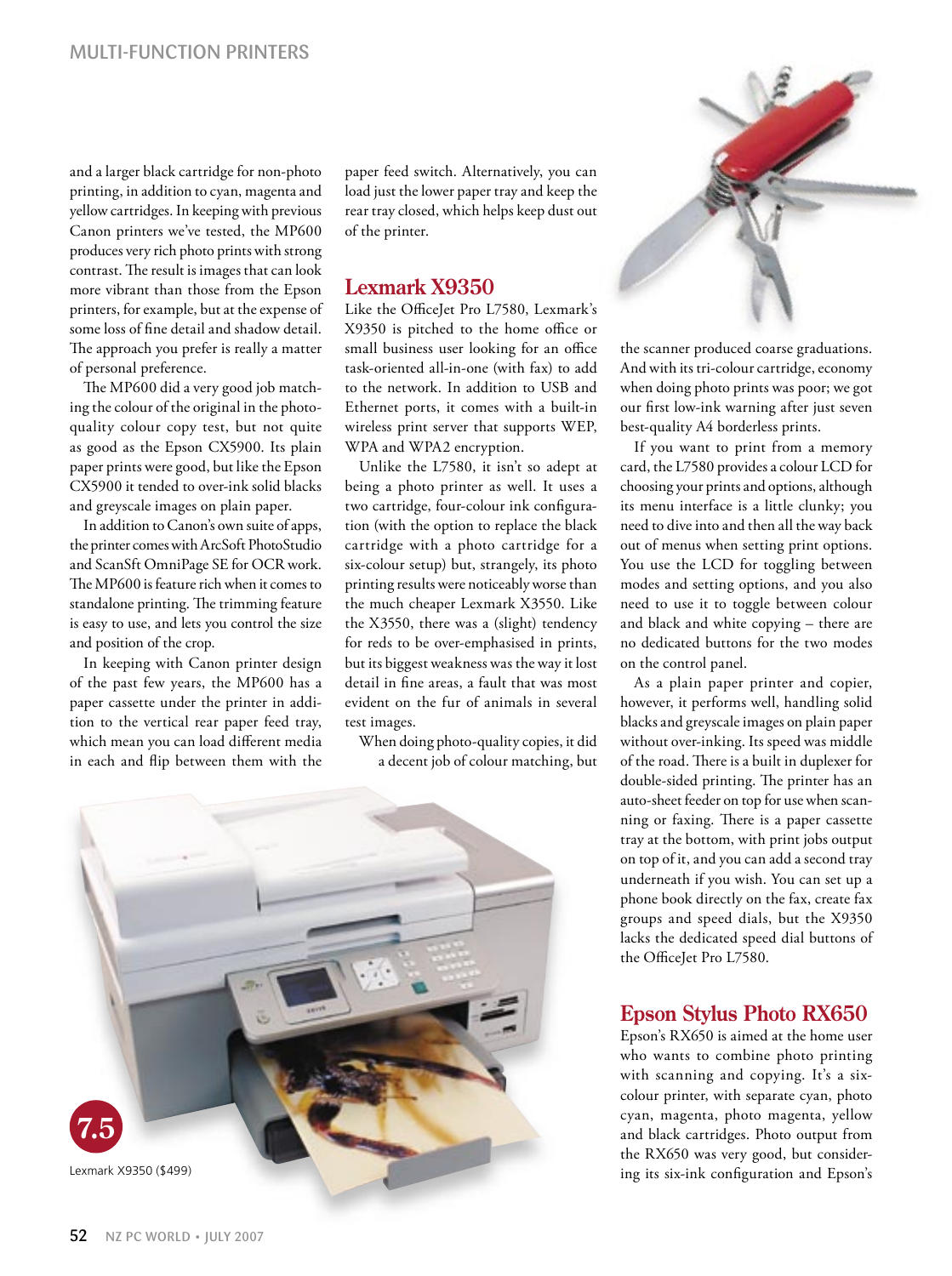and a larger black cartridge for non-photo printing, in addition to cyan, magenta and yellow cartridges. In keeping with previous Canon printers we've tested, the MP600 produces very rich photo prints with strong contrast. The result is images that can look more vibrant than those from the Epson printers, for example, but at the expense of some loss of fine detail and shadow detail. The approach you prefer is really a matter of personal preference.

The MP600 did a very good job matching the colour of the original in the photo-quality colour copy test, but not quite as good as the Epson CX5900. Its plain paper prints were good, but like the Epson CX5900 it tended to over-ink solid blacks and greyscale images on plain paper.

In addition to Canon's own suite of apps, the printer comes with ArcSoft PhotoStudio and ScanSft OmniPage SE for OCR work. The MP600 is feature rich when it comes to standalone printing. The trimming feature is easy to use, and lets you control the size and position of the crop.

In keeping with Canon printer design of the past few years, the MP600 has a paper cassette under the printer in addition to the vertical rear paper feed tray, which mean you can load different media in each and flip between them with the paper feed switch. Alternatively, you can load just the lower paper tray and keep the rear tray closed, which helps keep dust out of the printer.

## Lexmark X9350

Like the OfficeJet Pro L7580, Lexmark's X9350 is pitched to the home office or small business user looking for an office task-oriented all-in-one (with fax) to add to the network. In addition to USB and Ethernet ports, it comes with a built-in wireless print server that supports WEP, WPA and WPA2 encryption.

Unlike the L7580, it isn't so adept at being a photo printer as well. It uses a two cartridge, four-colour ink configuration (with the option to replace the black cartridge with a photo cartridge for a six-colour setup) but, strangely, its photo printing results were noticeably worse than the much cheaper Lexmark X3550. Like the X3550, there was a (slight) tendency for reds to be over-emphasised in prints, but its biggest weakness was the way it lost detail in fine areas, a fault that was most evident on the fur of animals in several test images.

When doing photo-quality copies, it did a decent job of colour matching, but the scanner produced coarse graduations. And with its tri-colour cartridge, economy when doing photo prints was poor; we got our first low-ink warning after just seven best-quality A4 borderless prints.

If you want to print from a memory card, the L7580 provides a colour LCD for choosing your prints and options, although its menu interface is a little clunky; you need to dive into and then all the way back out of menus when setting print options. You use the LCD for toggling between modes and setting options, and you also need to use it to toggle between colour and black and white copying – there are no dedicated buttons for the two modes on the control panel.

As a plain paper printer and copier, however, it performs well, handling solid blacks and greyscale images on plain paper without over-inking. Its speed was middle of the road. There is a built in duplexer for double-sided printing. The printer has an auto-sheet feeder on top for use when scanning or faxing. There is a paper cassette tray at the bottom, with print jobs output on top of it, and you can add a second tray underneath if you wish. You can set up a phone book directly on the fax, create fax groups and speed dials, but the X9350 lacks the dedicated speed dial buttons of the OfficeJet Pro L7580.

7.5

Lexmark X9350 ($499)

## Epson Stylus Photo RX650

Epson's RX650 is aimed at the home user who wants to combine photo printing with scanning and copying. It's a six-colour printer, with separate cyan, photo cyan, magenta, photo magenta, yellow and black cartridges. Photo output from the RX650 was very good, but considering its six-ink configuration and Epson's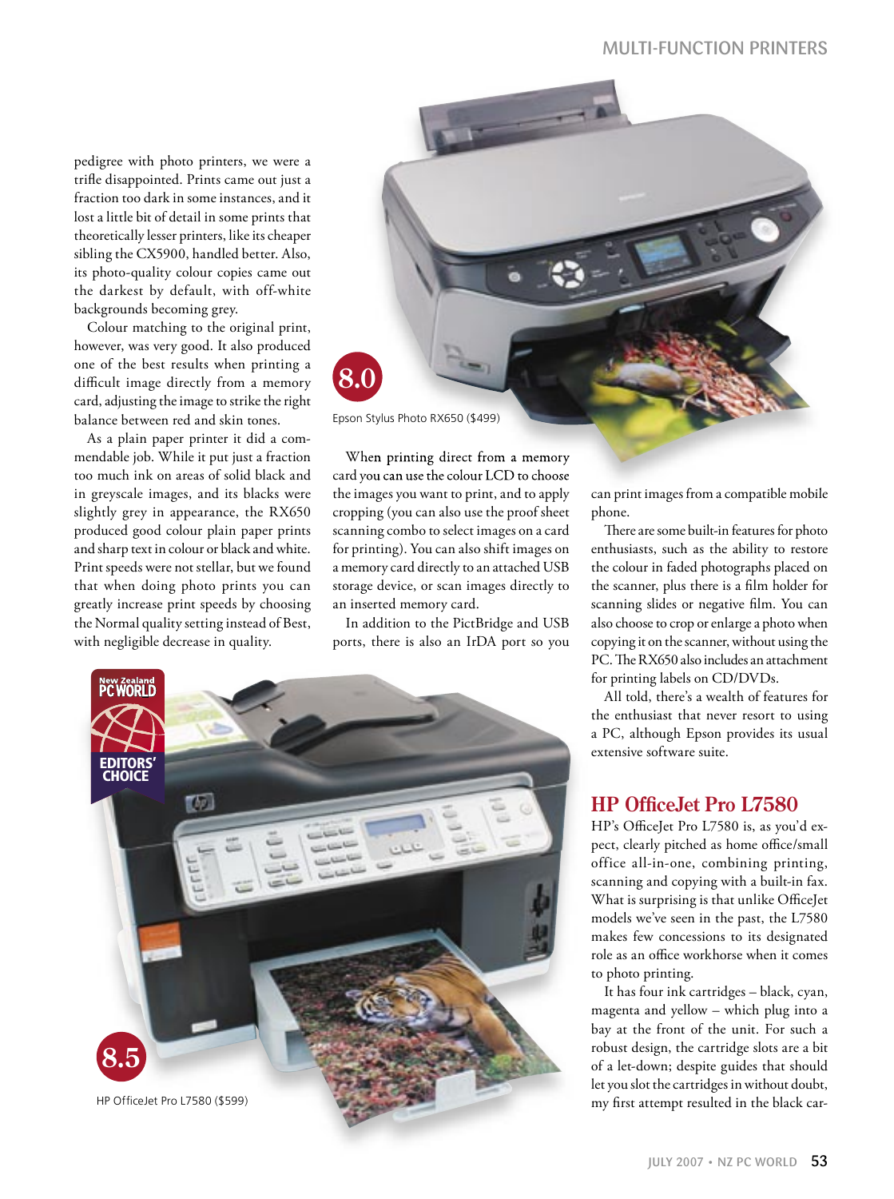pedigree with photo printers, we were a trifle disappointed. Prints came out just a fraction too dark in some instances, and it lost a little bit of detail in some prints that theoretically lesser printers, like its cheaper sibling the CX5900, handled better. Also, its photo-quality colour copies came out the darkest by default, with off-white backgrounds becoming grey.

Colour matching to the original print, however, was very good. It also produced one of the best results when printing a difficult image directly from a memory card, adjusting the image to strike the right balance between red and skin tones.

As a plain paper printer it did a commendable job. While it put just a fraction too much ink on areas of solid black and in greyscale images, and its blacks were slightly grey in appearance, the RX650 produced good colour plain paper prints and sharp text in colour or black and white. Print speeds were not stellar, but we found that when doing photo prints you can greatly increase print speeds by choosing the Normal quality setting instead of Best, with negligible decrease in quality.

8.0

Epson Stylus Photo RX650 ($499)

When printing direct from a memory card you can use the colour LCD to choose the images you want to print, and to apply cropping (you can also use the proof sheet scanning combo to select images on a card for printing). You can also shift images on a memory card directly to an attached USB storage device, or scan images directly to an inserted memory card.

In addition to the PictBridge and USB ports, there is also an IrDA port so you can print images from a compatible mobile phone.

There are some built-in features for photo enthusiasts, such as the ability to restore the colour in faded photographs placed on the scanner, plus there is a film holder for scanning slides or negative film. You can also choose to crop or enlarge a photo when copying it on the scanner, without using the PC. The RX650 also includes an attachment for printing labels on CD/DVDs.

All told, there's a wealth of features for the enthusiast that never resort to using a PC, although Epson provides its usual extensive software suite.

New Zealand PC WORLD EDITORS' CHOICE

8.5

HP OfficeJet Pro L7580 ($599)

## HP OfficeJet Pro L7580

HP's OfficeJet Pro L7580 is, as you'd expect, clearly pitched as home office/small office all-in-one, combining printing, scanning and copying with a built-in fax. What is surprising is that unlike OfficeJet models we've seen in the past, the L7580 makes few concessions to its designated role as an office workhorse when it comes to photo printing.

It has four ink cartridges – black, cyan, magenta and yellow – which plug into a bay at the front of the unit. For such a robust design, the cartridge slots are a bit of a let-down; despite guides that should let you slot the cartridges in without doubt, my first attempt resulted in the black car-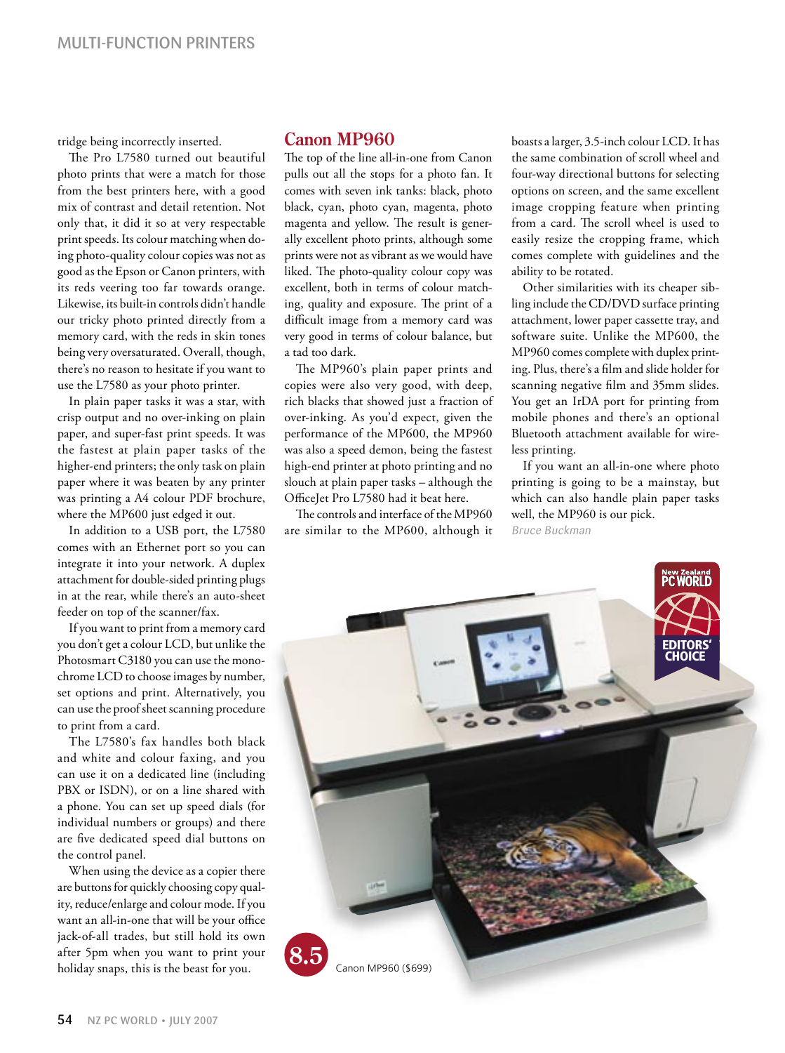tridge being incorrectly inserted.

The Pro L7580 turned out beautiful photo prints that were a match for those from the best printers here, with a good mix of contrast and detail retention. Not only that, it did it so at very respectable print speeds. Its colour matching when doing photo-quality colour copies was not as good as the Epson or Canon printers, with its reds veering too far towards orange. Likewise, its built-in controls didn't handle our tricky photo printed directly from a memory card, with the reds in skin tones being very oversaturated. Overall, though, there's no reason to hesitate if you want to use the L7580 as your photo printer.

In plain paper tasks it was a star, with crisp output and no over-inking on plain paper, and super-fast print speeds. It was the fastest at plain paper tasks of the higher-end printers; the only task on plain paper where it was beaten by any printer was printing a A4 colour PDF brochure, where the MP600 just edged it out.

In addition to a USB port, the L7580 comes with an Ethernet port so you can integrate it into your network. A duplex attachment for double-sided printing plugs in at the rear, while there's an auto-sheet feeder on top of the scanner/fax.

If you want to print from a memory card you don't get a colour LCD, but unlike the Photosmart C3180 you can use the monochrome LCD to choose images by number, set options and print. Alternatively, you can use the proof sheet scanning procedure to print from a card.

The L7580's fax handles both black and white and colour faxing, and you can use it on a dedicated line (including PBX or ISDN), or on a line shared with a phone. You can set up speed dials (for individual numbers or groups) and there are five dedicated speed dial buttons on the control panel.

When using the device as a copier there are buttons for quickly choosing copy quality, reduce/enlarge and colour mode. If you want an all-in-one that will be your office jack-of-all trades, but still hold its own after 5pm when you want to print your holiday snaps, this is the beast for you.

## Canon MP960

The top of the line all-in-one from Canon pulls out all the stops for a photo fan. It comes with seven ink tanks: black, photo black, cyan, photo cyan, magenta, photo magenta and yellow. The result is generally excellent photo prints, although some prints were not as vibrant as we would have liked. The photo-quality colour copy was excellent, both in terms of colour matching, quality and exposure. The print of a difficult image from a memory card was very good in terms of colour balance, but a tad too dark.

The MP960's plain paper prints and copies were also very good, with deep, rich blacks that showed just a fraction of over-inking. As you'd expect, given the performance of the MP600, the MP960 was also a speed demon, being the fastest high-end printer at photo printing and no slouch at plain paper tasks – although the OfficeJet Pro L7580 had it beat here.

The controls and interface of the MP960 are similar to the MP600, although it boasts a larger, 3.5-inch colour LCD. It has the same combination of scroll wheel and four-way directional buttons for selecting options on screen, and the same excellent image cropping feature when printing from a card. The scroll wheel is used to easily resize the cropping frame, which comes complete with guidelines and the ability to be rotated.

Other similarities with its cheaper sibling include the CD/DVD surface printing attachment, lower paper cassette tray, and software suite. Unlike the MP600, the MP960 comes complete with duplex printing. Plus, there's a film and slide holder for scanning negative film and 35mm slides. You get an IrDA port for printing from mobile phones and there's an optional Bluetooth attachment available for wireless printing.

If you want an all-in-one where photo printing is going to be a mainstay, but which can also handle plain paper tasks well, the MP960 is our pick.

*Bruce Buckman*

New Zealand PC WORLD EDITORS' CHOICE

8.5

Canon MP960 ($699)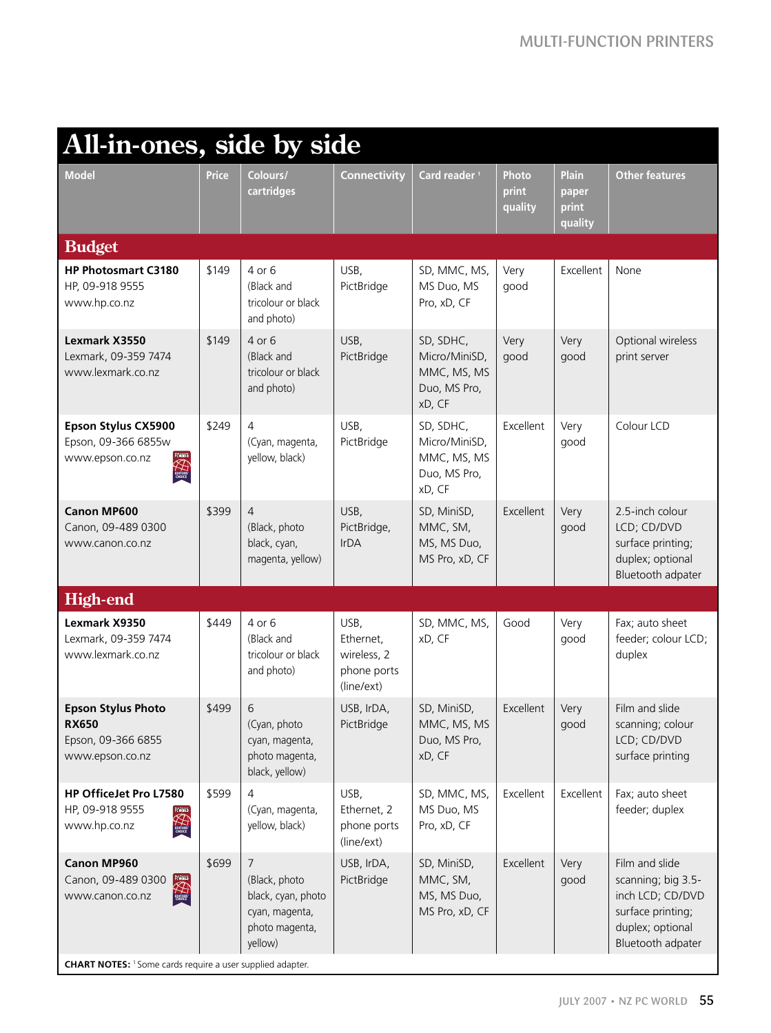# All-in-ones, side by side

| Model | Price | Colours/ cartridges | Connectivity | Card reader [1] | Photo print quality | Plain paper print quality | Other features |
|---|---|---|---|---|---|---|---|
| **Budget** | | | | | | | |
| **HP Photosmart C3180** HP, 09-918 9555 www.hp.co.nz | $149 | 4 or 6 (Black and tricolour or black and photo) | USB, PictBridge | SD, MMC, MS, MS Duo, MS Pro, xD, CF | Very good | Excellent | None |
| **Lexmark X3550** Lexmark, 09-359 7474 www.lexmark.co.nz | $149 | 4 or 6 (Black and tricolour or black and photo) | USB, PictBridge | SD, SDHC, Micro/MiniSD, MMC, MS, MS Duo, MS Pro, xD, CF | Very good | Very good | Optional wireless print server |
| **Epson Stylus CX5900** Epson, 09-366 6855w www.epson.co.nz | $249 | 4 (Cyan, magenta, yellow, black) | USB, PictBridge | SD, SDHC, Micro/MiniSD, MMC, MS, MS Duo, MS Pro, xD, CF | Excellent | Very good | Colour LCD |
| **Canon MP600** Canon, 09-489 0300 www.canon.co.nz | $399 | 4 (Black, photo black, cyan, magenta, yellow) | USB, PictBridge, IrDA | SD, MiniSD, MMC, SM, MS, MS Duo, MS Pro, xD, CF | Excellent | Very good | 2.5-inch colour LCD; CD/DVD surface printing; duplex; optional Bluetooth adpater |
| **High-end** | | | | | | | |
| **Lexmark X9350** Lexmark, 09-359 7474 www.lexmark.co.nz | $449 | 4 or 6 (Black and tricolour or black and photo) | USB, Ethernet, wireless, 2 phone ports (line/ext) | SD, MMC, MS, xD, CF | Good | Very good | Fax; auto sheet feeder; colour LCD; duplex |
| **Epson Stylus Photo RX650** Epson, 09-366 6855 www.epson.co.nz | $499 | 6 (Cyan, photo cyan, magenta, photo magenta, black, yellow) | USB, IrDA, PictBridge | SD, MiniSD, MMC, MS, MS Duo, MS Pro, xD, CF | Excellent | Very good | Film and slide scanning; colour LCD; CD/DVD surface printing |
| **HP OfficeJet Pro L7580** HP, 09-918 9555 www.hp.co.nz | $599 | 4 (Cyan, magenta, yellow, black) | USB, Ethernet, 2 phone ports (line/ext) | SD, MMC, MS, MS Duo, MS Pro, xD, CF | Excellent | Excellent | Fax; auto sheet feeder; duplex |
| **Canon MP960** Canon, 09-489 0300 www.canon.co.nz | $699 | 7 (Black, photo black, cyan, photo cyan, magenta, photo magenta, yellow) | USB, IrDA, PictBridge | SD, MiniSD, MMC, SM, MS, MS Duo, MS Pro, xD, CF | Excellent | Very good | Film and slide scanning; big 3.5-inch LCD; CD/DVD surface printing; duplex; optional Bluetooth adpater |

**CHART NOTES:** [1] Some cards require a user supplied adapter.